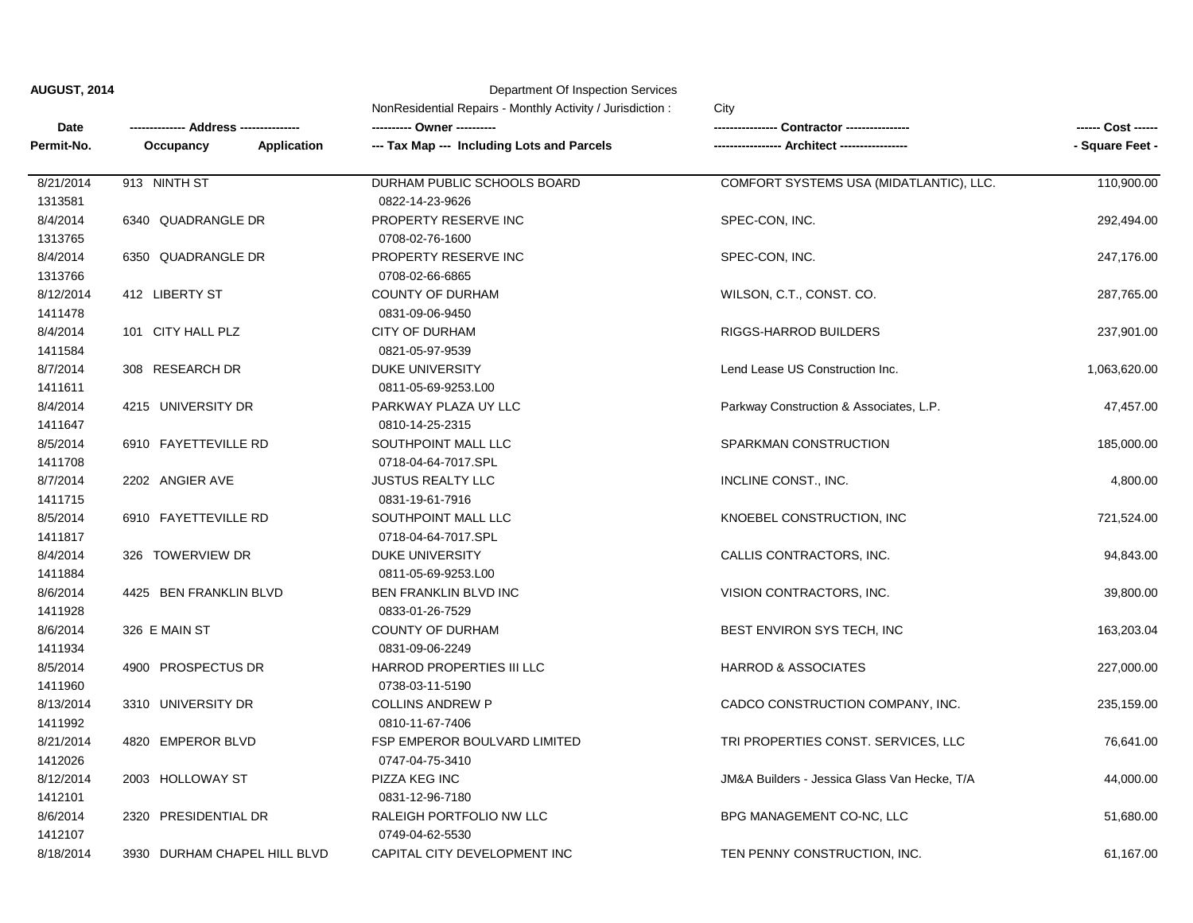**AUGUST, 2014**

Department Of Inspection Services

NonResidential Repairs - Monthly Activity / Jurisdiction : City

| Date / Permit-No. | Address / Occupancy / Application | Owner / Tax Map --- Including Lots and Parcels | Contractor / Architect | Cost / Square Feet |
|---|---|---|---|---|
| 8/21/2014<br>1313581 | 913 NINTH ST | DURHAM PUBLIC SCHOOLS BOARD<br>0822-14-23-9626 | COMFORT SYSTEMS USA (MIDATLANTIC), LLC. | 110,900.00 |
| 8/4/2014<br>1313765 | 6340 QUADRANGLE DR | PROPERTY RESERVE INC<br>0708-02-76-1600 | SPEC-CON, INC. | 292,494.00 |
| 8/4/2014<br>1313766 | 6350 QUADRANGLE DR | PROPERTY RESERVE INC<br>0708-02-66-6865 | SPEC-CON, INC. | 247,176.00 |
| 8/12/2014<br>1411478 | 412 LIBERTY ST | COUNTY OF DURHAM<br>0831-09-06-9450 | WILSON, C.T., CONST. CO. | 287,765.00 |
| 8/4/2014<br>1411584 | 101 CITY HALL PLZ | CITY OF DURHAM<br>0821-05-97-9539 | RIGGS-HARROD BUILDERS | 237,901.00 |
| 8/7/2014<br>1411611 | 308 RESEARCH DR | DUKE UNIVERSITY<br>0811-05-69-9253.L00 | Lend Lease US Construction Inc. | 1,063,620.00 |
| 8/4/2014<br>1411647 | 4215 UNIVERSITY DR | PARKWAY PLAZA UY LLC<br>0810-14-25-2315 | Parkway Construction & Associates, L.P. | 47,457.00 |
| 8/5/2014<br>1411708 | 6910 FAYETTEVILLE RD | SOUTHPOINT MALL LLC<br>0718-04-64-7017.SPL | SPARKMAN CONSTRUCTION | 185,000.00 |
| 8/7/2014<br>1411715 | 2202 ANGIER AVE | JUSTUS REALTY LLC<br>0831-19-61-7916 | INCLINE CONST., INC. | 4,800.00 |
| 8/5/2014<br>1411817 | 6910 FAYETTEVILLE RD | SOUTHPOINT MALL LLC<br>0718-04-64-7017.SPL | KNOEBEL CONSTRUCTION, INC | 721,524.00 |
| 8/4/2014<br>1411884 | 326 TOWERVIEW DR | DUKE UNIVERSITY<br>0811-05-69-9253.L00 | CALLIS CONTRACTORS, INC. | 94,843.00 |
| 8/6/2014<br>1411928 | 4425 BEN FRANKLIN BLVD | BEN FRANKLIN BLVD INC<br>0833-01-26-7529 | VISION CONTRACTORS, INC. | 39,800.00 |
| 8/6/2014<br>1411934 | 326 E MAIN ST | COUNTY OF DURHAM<br>0831-09-06-2249 | BEST ENVIRON SYS TECH, INC | 163,203.04 |
| 8/5/2014<br>1411960 | 4900 PROSPECTUS DR | HARROD PROPERTIES III LLC<br>0738-03-11-5190 | HARROD & ASSOCIATES | 227,000.00 |
| 8/13/2014<br>1411992 | 3310 UNIVERSITY DR | COLLINS ANDREW P<br>0810-11-67-7406 | CADCO CONSTRUCTION COMPANY, INC. | 235,159.00 |
| 8/21/2014<br>1412026 | 4820 EMPEROR BLVD | FSP EMPEROR BOULVARD LIMITED<br>0747-04-75-3410 | TRI PROPERTIES CONST. SERVICES, LLC | 76,641.00 |
| 8/12/2014<br>1412101 | 2003 HOLLOWAY ST | PIZZA KEG INC<br>0831-12-96-7180 | JM&A Builders - Jessica Glass Van Hecke, T/A | 44,000.00 |
| 8/6/2014<br>1412107 | 2320 PRESIDENTIAL DR | RALEIGH PORTFOLIO NW LLC<br>0749-04-62-5530 | BPG MANAGEMENT CO-NC, LLC | 51,680.00 |
| 8/18/2014 | 3930 DURHAM CHAPEL HILL BLVD | CAPITAL CITY DEVELOPMENT INC | TEN PENNY CONSTRUCTION, INC. | 61,167.00 |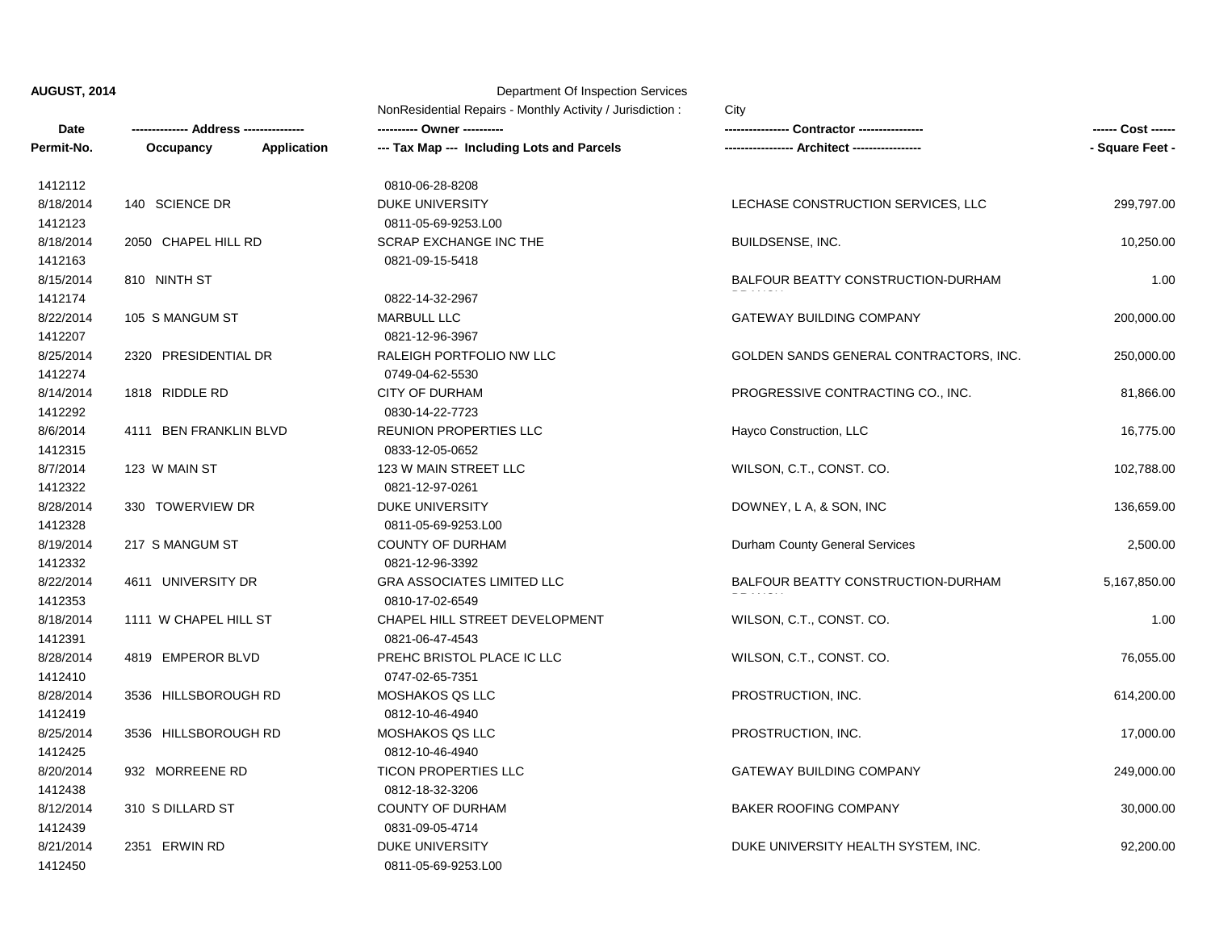**AUGUST, 2014**

Department Of Inspection Services

NonResidential Repairs - Monthly Activity / Jurisdiction : City

| Date / Permit-No. | Address (Occupancy / Application) | Owner / Tax Map (Including Lots and Parcels) | Contractor / Architect | Cost / Square Feet |
|---|---|---|---|---|
| 1412112 | | 0810-06-28-8208 | | |
| 8/18/2014 | 140 SCIENCE DR | DUKE UNIVERSITY | LECHASE CONSTRUCTION SERVICES, LLC | 299,797.00 |
| 1412123 | | 0811-05-69-9253.L00 | | |
| 8/18/2014 | 2050 CHAPEL HILL RD | SCRAP EXCHANGE INC THE | BUILDSENSE, INC. | 10,250.00 |
| 1412163 | | 0821-09-15-5418 | | |
| 8/15/2014 | 810 NINTH ST | | BALFOUR BEATTY CONSTRUCTION-DURHAM BRANCH | 1.00 |
| 1412174 | | 0822-14-32-2967 | | |
| 8/22/2014 | 105 S MANGUM ST | MARBULL LLC | GATEWAY BUILDING COMPANY | 200,000.00 |
| 1412207 | | 0821-12-96-3967 | | |
| 8/25/2014 | 2320 PRESIDENTIAL DR | RALEIGH PORTFOLIO NW LLC | GOLDEN SANDS GENERAL CONTRACTORS, INC. | 250,000.00 |
| 1412274 | | 0749-04-62-5530 | | |
| 8/14/2014 | 1818 RIDDLE RD | CITY OF DURHAM | PROGRESSIVE CONTRACTING CO., INC. | 81,866.00 |
| 1412292 | | 0830-14-22-7723 | | |
| 8/6/2014 | 4111 BEN FRANKLIN BLVD | REUNION PROPERTIES LLC | Hayco Construction, LLC | 16,775.00 |
| 1412315 | | 0833-12-05-0652 | | |
| 8/7/2014 | 123 W MAIN ST | 123 W MAIN STREET LLC | WILSON, C.T., CONST. CO. | 102,788.00 |
| 1412322 | | 0821-12-97-0261 | | |
| 8/28/2014 | 330 TOWERVIEW DR | DUKE UNIVERSITY | DOWNEY, L A, & SON, INC | 136,659.00 |
| 1412328 | | 0811-05-69-9253.L00 | | |
| 8/19/2014 | 217 S MANGUM ST | COUNTY OF DURHAM | Durham County General Services | 2,500.00 |
| 1412332 | | 0821-12-96-3392 | | |
| 8/22/2014 | 4611 UNIVERSITY DR | GRA ASSOCIATES LIMITED LLC | BALFOUR BEATTY CONSTRUCTION-DURHAM BRANCH | 5,167,850.00 |
| 1412353 | | 0810-17-02-6549 | | |
| 8/18/2014 | 1111 W CHAPEL HILL ST | CHAPEL HILL STREET DEVELOPMENT | WILSON, C.T., CONST. CO. | 1.00 |
| 1412391 | | 0821-06-47-4543 | | |
| 8/28/2014 | 4819 EMPEROR BLVD | PREHC BRISTOL PLACE IC LLC | WILSON, C.T., CONST. CO. | 76,055.00 |
| 1412410 | | 0747-02-65-7351 | | |
| 8/28/2014 | 3536 HILLSBOROUGH RD | MOSHAKOS QS LLC | PROSTRUCTION, INC. | 614,200.00 |
| 1412419 | | 0812-10-46-4940 | | |
| 8/25/2014 | 3536 HILLSBOROUGH RD | MOSHAKOS QS LLC | PROSTRUCTION, INC. | 17,000.00 |
| 1412425 | | 0812-10-46-4940 | | |
| 8/20/2014 | 932 MORREENE RD | TICON PROPERTIES LLC | GATEWAY BUILDING COMPANY | 249,000.00 |
| 1412438 | | 0812-18-32-3206 | | |
| 8/12/2014 | 310 S DILLARD ST | COUNTY OF DURHAM | BAKER ROOFING COMPANY | 30,000.00 |
| 1412439 | | 0831-09-05-4714 | | |
| 8/21/2014 | 2351 ERWIN RD | DUKE UNIVERSITY | DUKE UNIVERSITY HEALTH SYSTEM, INC. | 92,200.00 |
| 1412450 | | 0811-05-69-9253.L00 | | |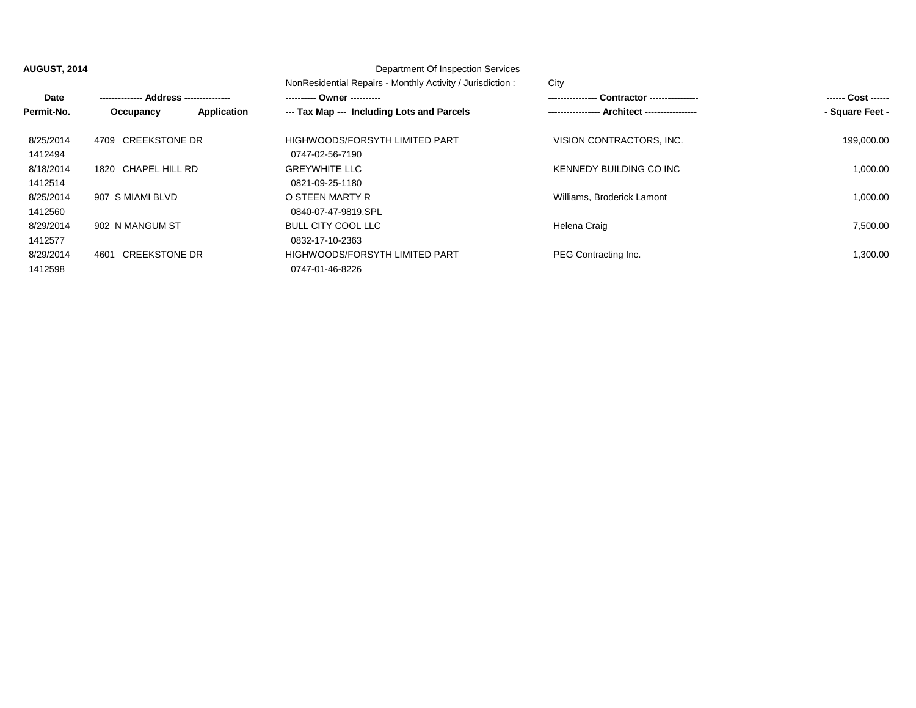**AUGUST, 2014**

Department Of Inspection Services

NonResidential Repairs - Monthly Activity / Jurisdiction : City

| Date<br>Permit-No. | -------------- Address ---------------<br>Occupancy | Application | ---------- Owner ----------<br>--- Tax Map --- Including Lots and Parcels | ---------------- Contractor ----------------<br>----------------- Architect ----------------- | ------ Cost ------<br>- Square Feet - |
|---|---|---|---|---|---|
| 8/25/2014<br>1412494 | 4709 CREEKSTONE DR | | HIGHWOODS/FORSYTH LIMITED PART<br>0747-02-56-7190 | VISION CONTRACTORS, INC. | 199,000.00 |
| 8/18/2014<br>1412514 | 1820 CHAPEL HILL RD | | GREYWHITE LLC<br>0821-09-25-1180 | KENNEDY BUILDING CO INC | 1,000.00 |
| 8/25/2014<br>1412560 | 907 S MIAMI BLVD | | O STEEN MARTY R<br>0840-07-47-9819.SPL | Williams, Broderick Lamont | 1,000.00 |
| 8/29/2014<br>1412577 | 902 N MANGUM ST | | BULL CITY COOL LLC<br>0832-17-10-2363 | Helena Craig | 7,500.00 |
| 8/29/2014<br>1412598 | 4601 CREEKSTONE DR | | HIGHWOODS/FORSYTH LIMITED PART<br>0747-01-46-8226 | PEG Contracting Inc. | 1,300.00 |